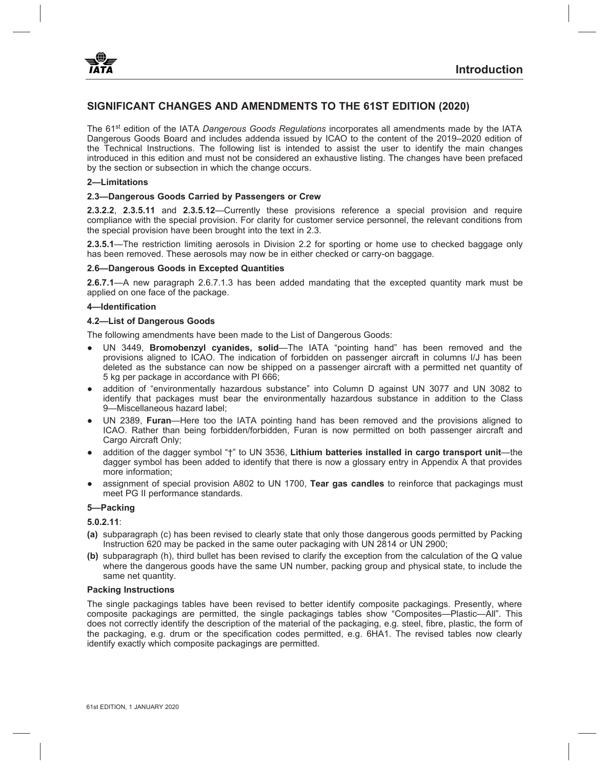# SIGNIFICANT CHANGES AND AMENDMENTS TO THE 61ST EDITION (2020)

The 61st edition of the IATA *Dangerous Goods Regulations* incorporates all amendments made by the IATA Dangerous Goods Board and includes addenda issued by ICAO to the content of the 2019–2020 edition of the Technical Instructions. The following list is intended to assist the user to identify the main changes introduced in this edition and must not be considered an exhaustive listing. The changes have been prefaced by the section or subsection in which the change occurs.

### 2—Limitations

#### 2.3—Dangerous Goods Carried by Passengers or Crew

**2.3.2.2**, **2.3.5.11** and **2.3.5.12**—Currently these provisions reference a special provision and require compliance with the special provision. For clarity for customer service personnel, the relevant conditions from the special provision have been brought into the text in 2.3.

**2.3.5.1**—The restriction limiting aerosols in Division 2.2 for sporting or home use to checked baggage only has been removed. These aerosols may now be in either checked or carry-on baggage.

#### 2.6—Dangerous Goods in Excepted Quantities

**2.6.7.1**—A new paragraph 2.6.7.1.3 has been added mandating that the excepted quantity mark must be applied on one face of the package.

### 4—Identification

#### 4.2—List of Dangerous Goods

The following amendments have been made to the List of Dangerous Goods:

- UN 3449, **Bromobenzyl cyanides, solid**—The IATA "pointing hand" has been removed and the provisions aligned to ICAO. The indication of forbidden on passenger aircraft in columns I/J has been deleted as the substance can now be shipped on a passenger aircraft with a permitted net quantity of 5 kg per package in accordance with PI 666;
- addition of "environmentally hazardous substance" into Column D against UN 3077 and UN 3082 to identify that packages must bear the environmentally hazardous substance in addition to the Class 9—Miscellaneous hazard label;
- UN 2389, **Furan**—Here too the IATA pointing hand has been removed and the provisions aligned to ICAO. Rather than being forbidden/forbidden, Furan is now permitted on both passenger aircraft and Cargo Aircraft Only;
- addition of the dagger symbol "†" to UN 3536, **Lithium batteries installed in cargo transport unit**—the dagger symbol has been added to identify that there is now a glossary entry in Appendix A that provides more information;
- assignment of special provision A802 to UN 1700, **Tear gas candles** to reinforce that packagings must meet PG II performance standards.

### 5—Packing

**5.0.2.11**:

**(a)** subparagraph (c) has been revised to clearly state that only those dangerous goods permitted by Packing Instruction 620 may be packed in the same outer packaging with UN 2814 or UN 2900;

**(b)** subparagraph (h), third bullet has been revised to clarify the exception from the calculation of the Q value where the dangerous goods have the same UN number, packing group and physical state, to include the same net quantity.

#### Packing Instructions

The single packagings tables have been revised to better identify composite packagings. Presently, where composite packagings are permitted, the single packagings tables show "Composites—Plastic—All". This does not correctly identify the description of the material of the packaging, e.g. steel, fibre, plastic, the form of the packaging, e.g. drum or the specification codes permitted, e.g. 6HA1. The revised tables now clearly identify exactly which composite packagings are permitted.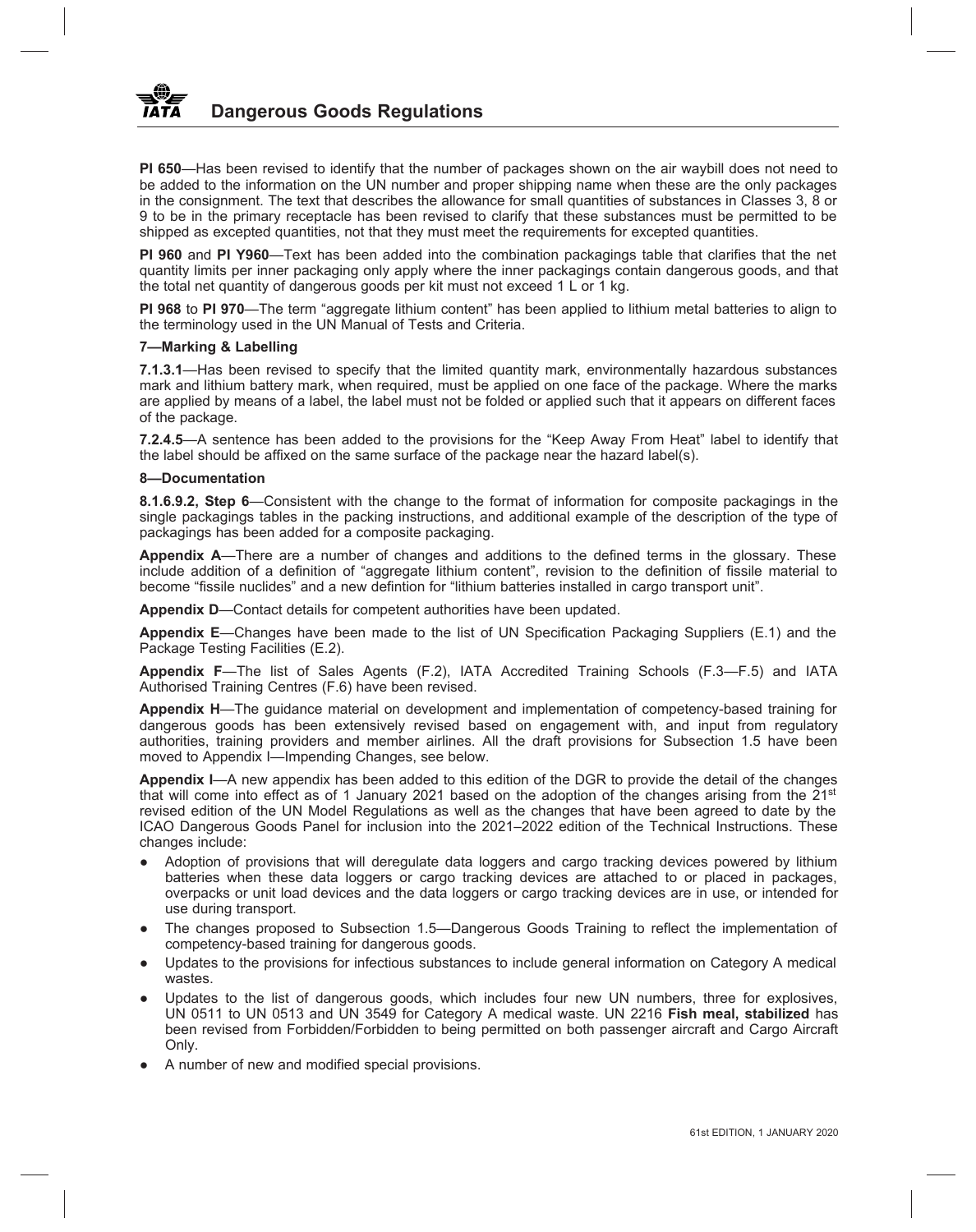**PI 650**—Has been revised to identify that the number of packages shown on the air waybill does not need to be added to the information on the UN number and proper shipping name when these are the only packages in the consignment. The text that describes the allowance for small quantities of substances in Classes 3, 8 or 9 to be in the primary receptacle has been revised to clarify that these substances must be permitted to be shipped as excepted quantities, not that they must meet the requirements for excepted quantities.

**PI 960** and **PI Y960**—Text has been added into the combination packagings table that clarifies that the net quantity limits per inner packaging only apply where the inner packagings contain dangerous goods, and that the total net quantity of dangerous goods per kit must not exceed 1 L or 1 kg.

**PI 968** to **PI 970**—The term "aggregate lithium content" has been applied to lithium metal batteries to align to the terminology used in the UN Manual of Tests and Criteria.

**7—Marking & Labelling**

**7.1.3.1**—Has been revised to specify that the limited quantity mark, environmentally hazardous substances mark and lithium battery mark, when required, must be applied on one face of the package. Where the marks are applied by means of a label, the label must not be folded or applied such that it appears on different faces of the package.

**7.2.4.5**—A sentence has been added to the provisions for the "Keep Away From Heat" label to identify that the label should be affixed on the same surface of the package near the hazard label(s).

**8—Documentation**

**8.1.6.9.2, Step 6**—Consistent with the change to the format of information for composite packagings in the single packagings tables in the packing instructions, and additional example of the description of the type of packagings has been added for a composite packaging.

**Appendix A**—There are a number of changes and additions to the defined terms in the glossary. These include addition of a definition of "aggregate lithium content", revision to the definition of fissile material to become "fissile nuclides" and a new defintion for "lithium batteries installed in cargo transport unit".

**Appendix D**—Contact details for competent authorities have been updated.

**Appendix E**—Changes have been made to the list of UN Specification Packaging Suppliers (E.1) and the Package Testing Facilities (E.2).

**Appendix F**—The list of Sales Agents (F.2), IATA Accredited Training Schools (F.3—F.5) and IATA Authorised Training Centres (F.6) have been revised.

**Appendix H**—The guidance material on development and implementation of competency-based training for dangerous goods has been extensively revised based on engagement with, and input from regulatory authorities, training providers and member airlines. All the draft provisions for Subsection 1.5 have been moved to Appendix I—Impending Changes, see below.

**Appendix I**—A new appendix has been added to this edition of the DGR to provide the detail of the changes that will come into effect as of 1 January 2021 based on the adoption of the changes arising from the 21st revised edition of the UN Model Regulations as well as the changes that have been agreed to date by the ICAO Dangerous Goods Panel for inclusion into the 2021–2022 edition of the Technical Instructions. These changes include:

- Adoption of provisions that will deregulate data loggers and cargo tracking devices powered by lithium batteries when these data loggers or cargo tracking devices are attached to or placed in packages, overpacks or unit load devices and the data loggers or cargo tracking devices are in use, or intended for use during transport.
- The changes proposed to Subsection 1.5—Dangerous Goods Training to reflect the implementation of competency-based training for dangerous goods.
- Updates to the provisions for infectious substances to include general information on Category A medical wastes.
- Updates to the list of dangerous goods, which includes four new UN numbers, three for explosives, UN 0511 to UN 0513 and UN 3549 for Category A medical waste. UN 2216 **Fish meal, stabilized** has been revised from Forbidden/Forbidden to being permitted on both passenger aircraft and Cargo Aircraft Only.
- A number of new and modified special provisions.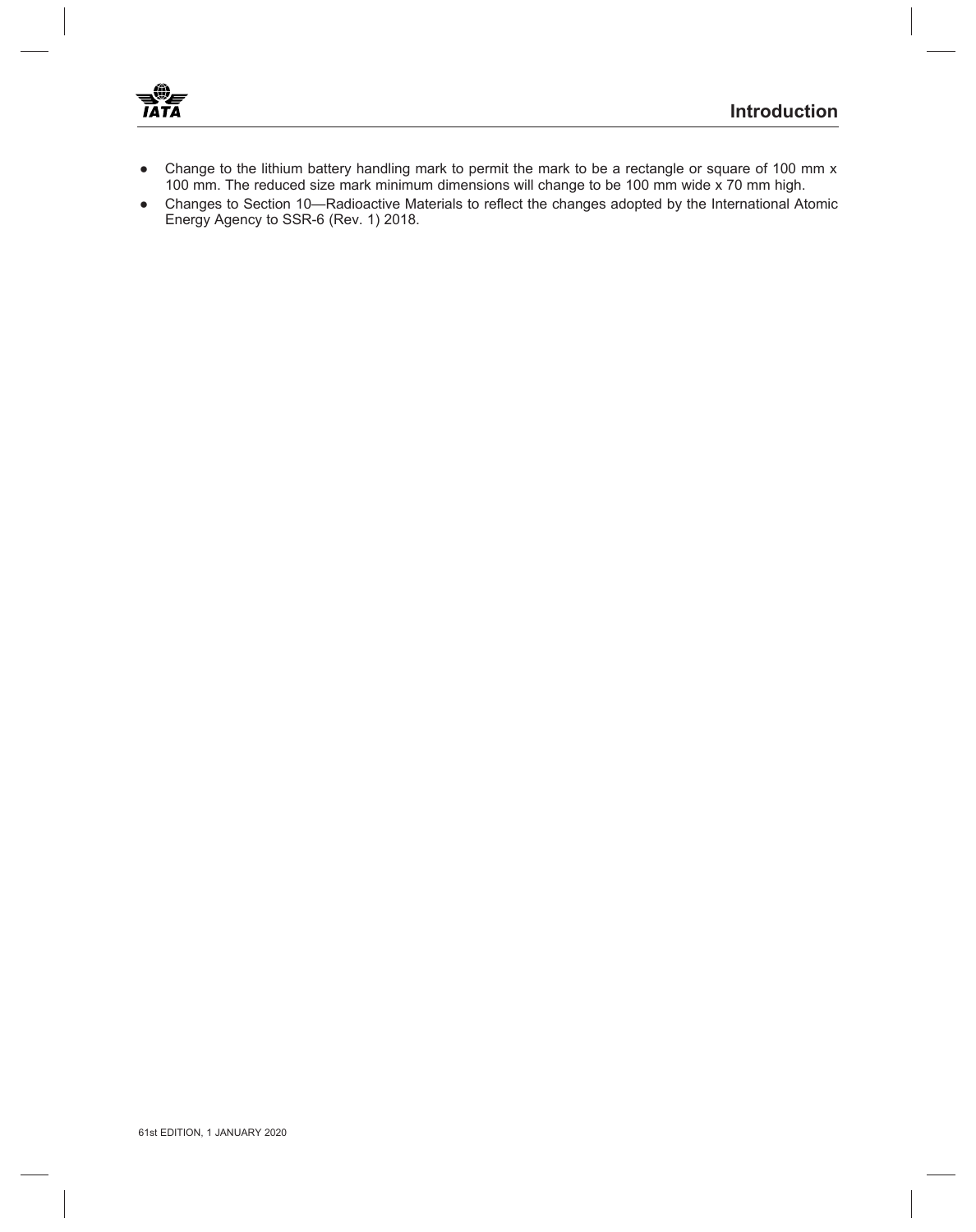- Change to the lithium battery handling mark to permit the mark to be a rectangle or square of 100 mm x 100 mm. The reduced size mark minimum dimensions will change to be 100 mm wide x 70 mm high.
- Changes to Section 10—Radioactive Materials to reflect the changes adopted by the International Atomic Energy Agency to SSR-6 (Rev. 1) 2018.